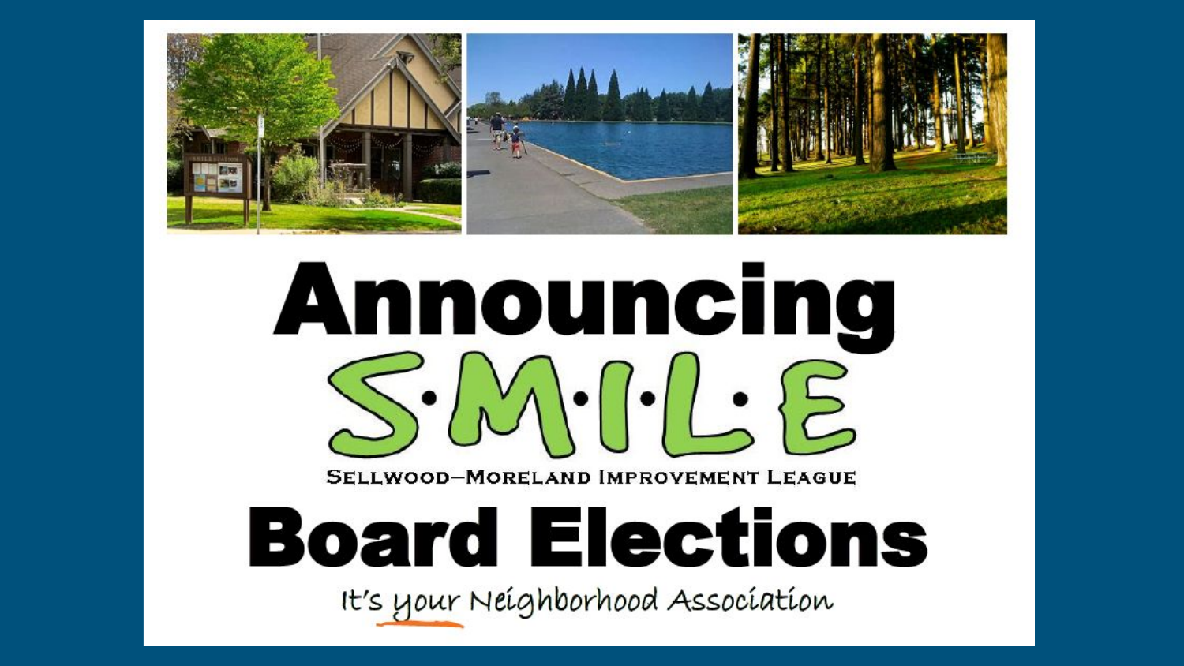# Announcing

# S·M·I·L·E

SELLWOOD–MORELAND IMPROVEMENT LEAGUE

# Board Elections

It's *your* Neighborhood Association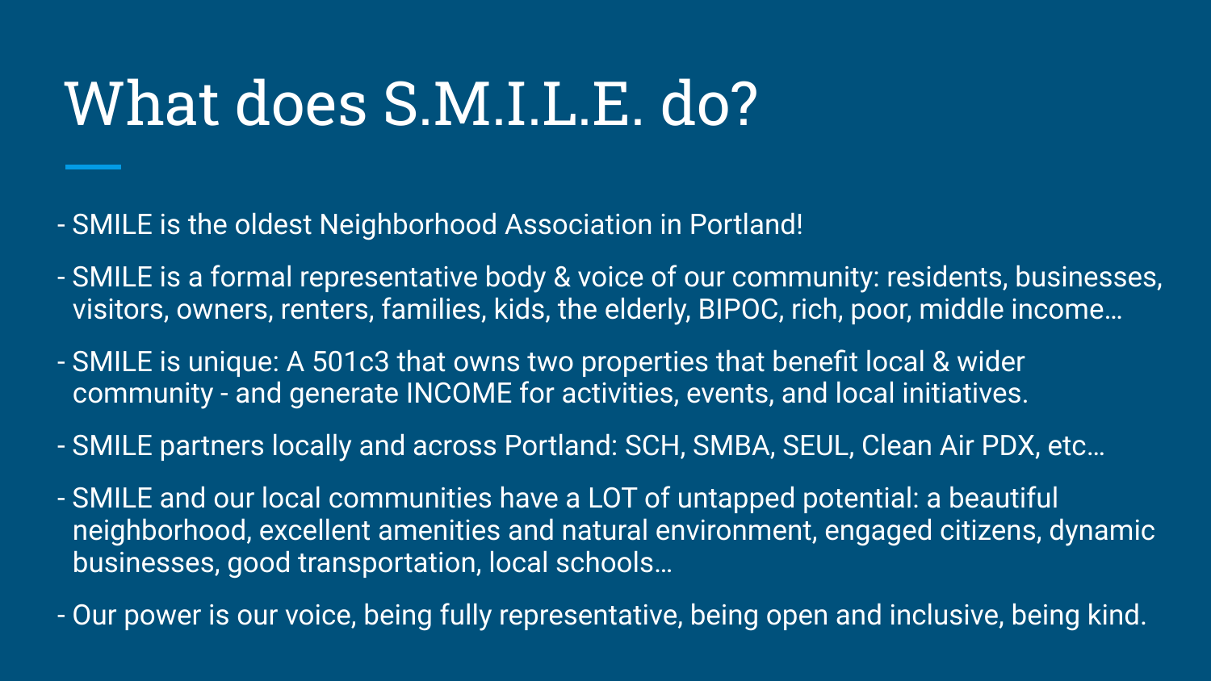# What does S.M.I.L.E. do?

- SMILE is the oldest Neighborhood Association in Portland!
- SMILE is a formal representative body & voice of our community: residents, businesses, visitors, owners, renters, families, kids, the elderly, BIPOC, rich, poor, middle income…
- SMILE is unique: A 501c3 that owns two properties that benefit local & wider community - and generate INCOME for activities, events, and local initiatives.
- SMILE partners locally and across Portland: SCH, SMBA, SEUL, Clean Air PDX, etc…
- SMILE and our local communities have a LOT of untapped potential: a beautiful neighborhood, excellent amenities and natural environment, engaged citizens, dynamic businesses, good transportation, local schools…
- Our power is our voice, being fully representative, being open and inclusive, being kind.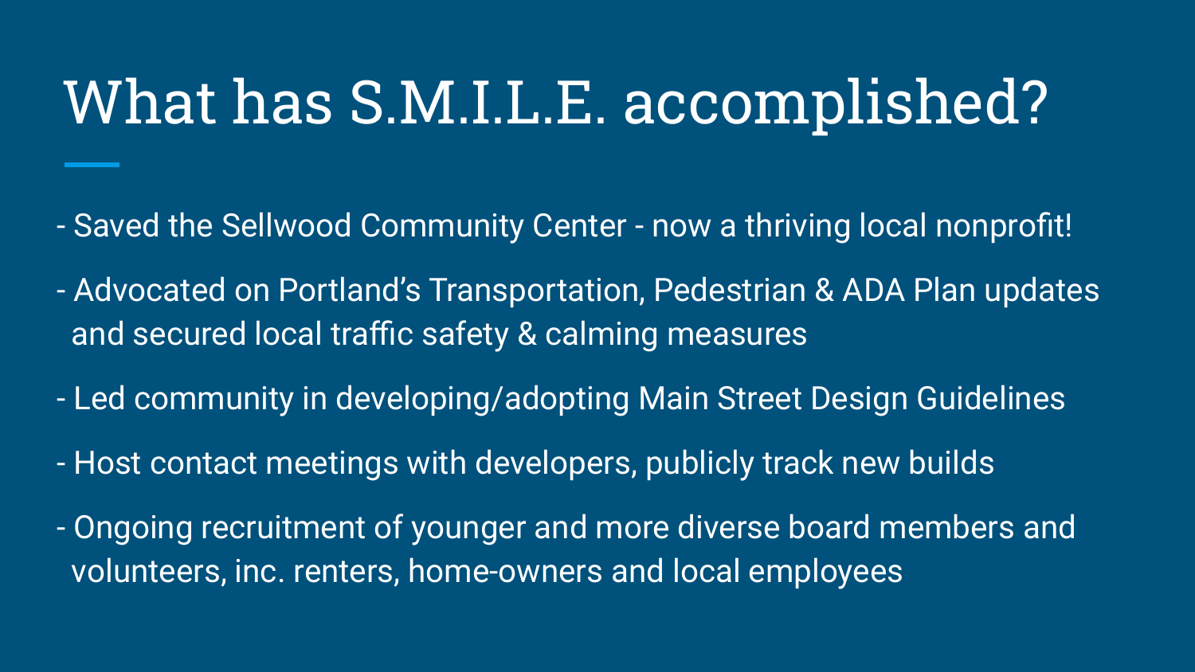# What has S.M.I.L.E. accomplished?

- Saved the Sellwood Community Center - now a thriving local nonprofit!
- Advocated on Portland's Transportation, Pedestrian & ADA Plan updates and secured local traffic safety & calming measures
- Led community in developing/adopting Main Street Design Guidelines
- Host contact meetings with developers, publicly track new builds
- Ongoing recruitment of younger and more diverse board members and volunteers, inc. renters, home-owners and local employees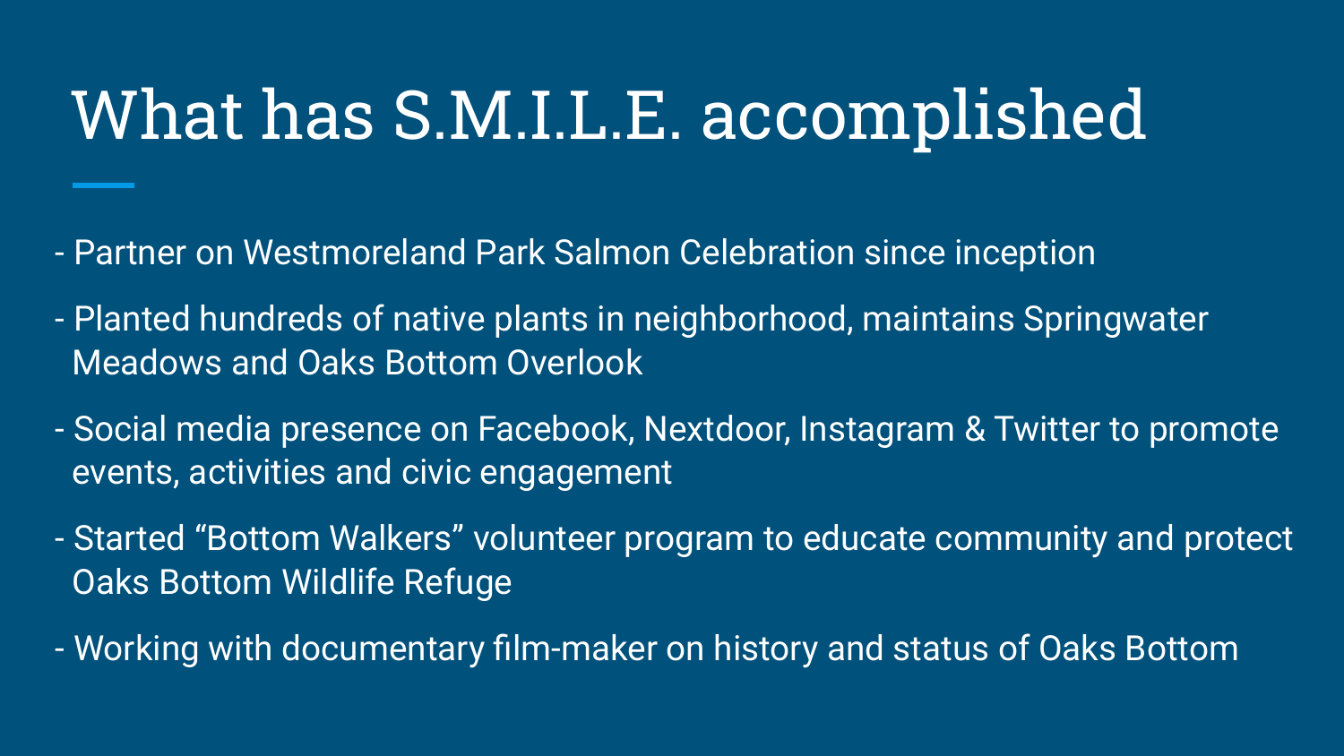# What has S.M.I.L.E. accomplished

- Partner on Westmoreland Park Salmon Celebration since inception
- Planted hundreds of native plants in neighborhood, maintains Springwater Meadows and Oaks Bottom Overlook
- Social media presence on Facebook, Nextdoor, Instagram & Twitter to promote events, activities and civic engagement
- Started "Bottom Walkers" volunteer program to educate community and protect Oaks Bottom Wildlife Refuge
- Working with documentary film-maker on history and status of Oaks Bottom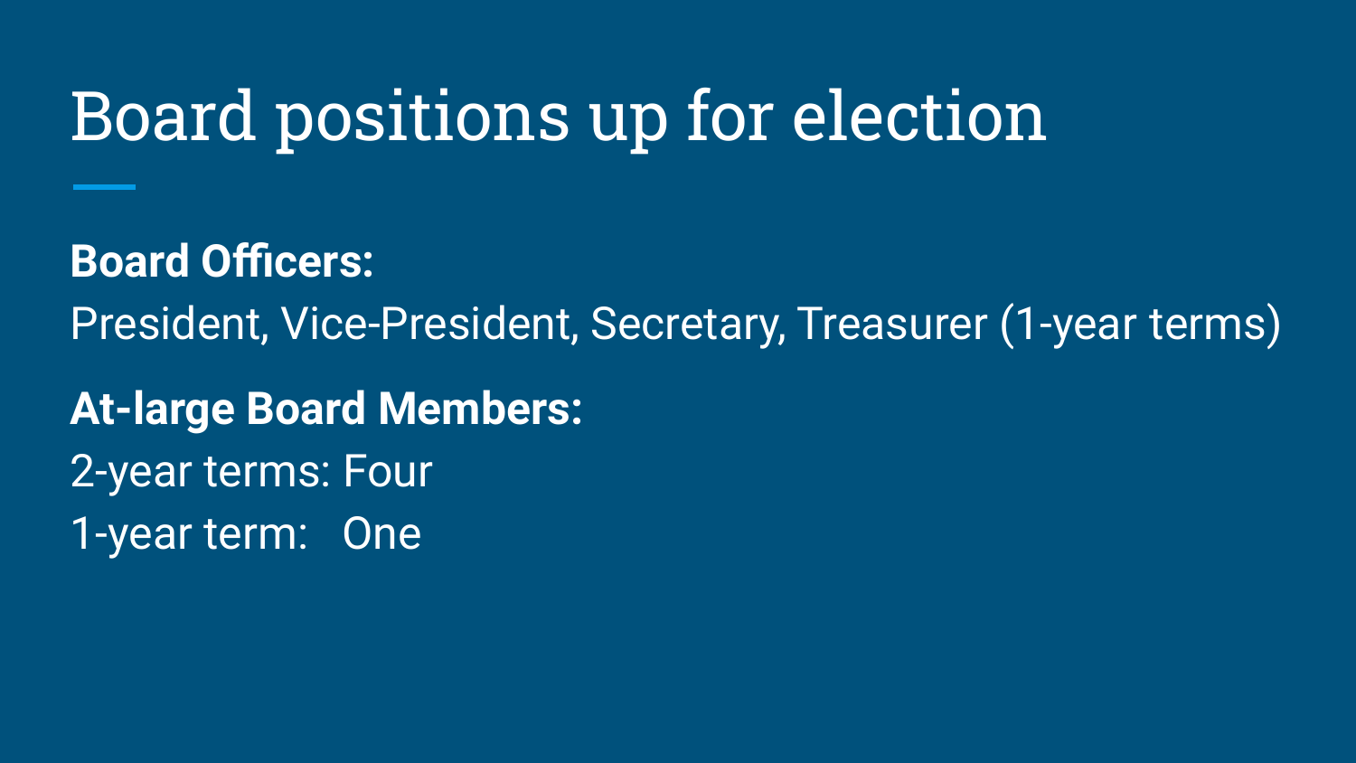# Board positions up for election

**Board Officers:**

President, Vice-President, Secretary, Treasurer (1-year terms)

**At-large Board Members:**

2-year terms: Four

1-year term: One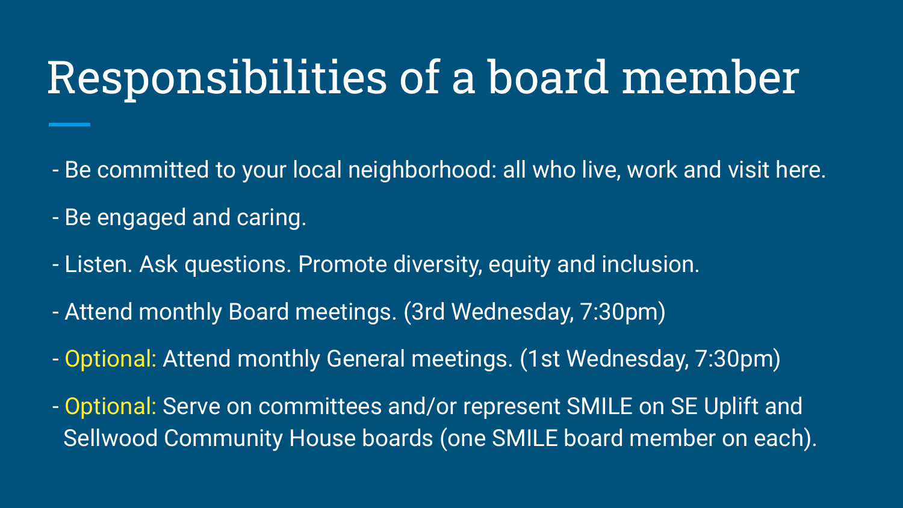# Responsibilities of a board member

- Be committed to your local neighborhood: all who live, work and visit here.
- Be engaged and caring.
- Listen. Ask questions. Promote diversity, equity and inclusion.
- Attend monthly Board meetings. (3rd Wednesday, 7:30pm)
- Optional: Attend monthly General meetings. (1st Wednesday, 7:30pm)
- Optional: Serve on committees and/or represent SMILE on SE Uplift and Sellwood Community House boards (one SMILE board member on each).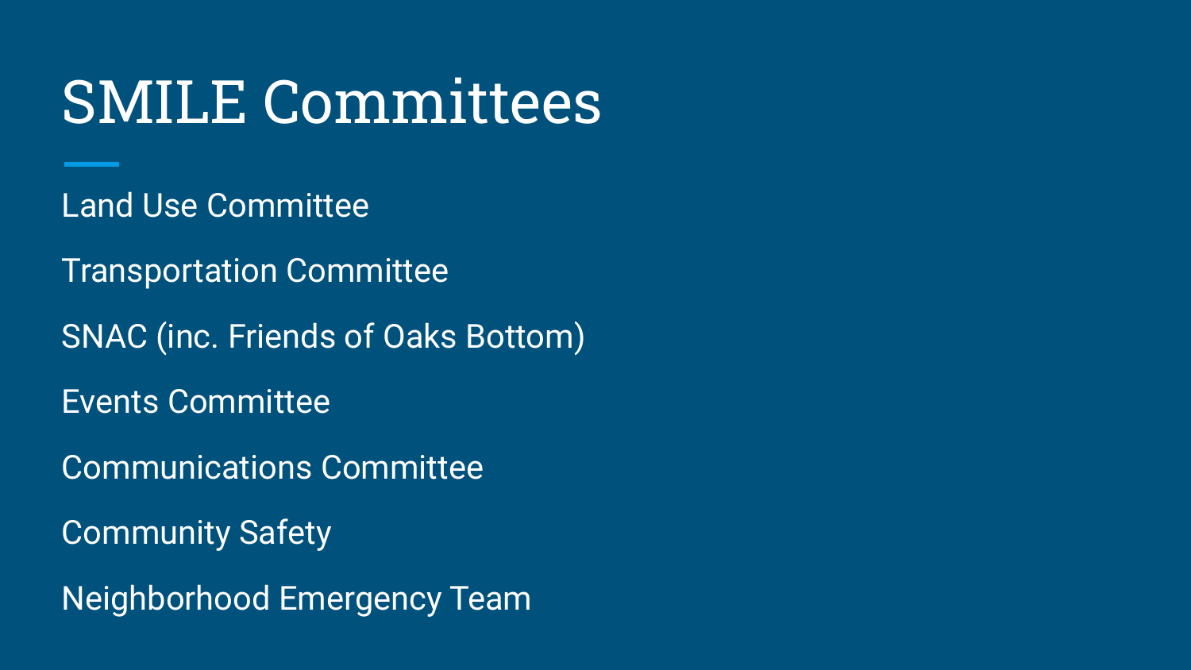# SMILE Committees

Land Use Committee

Transportation Committee

SNAC (inc. Friends of Oaks Bottom)

Events Committee

Communications Committee

Community Safety

Neighborhood Emergency Team